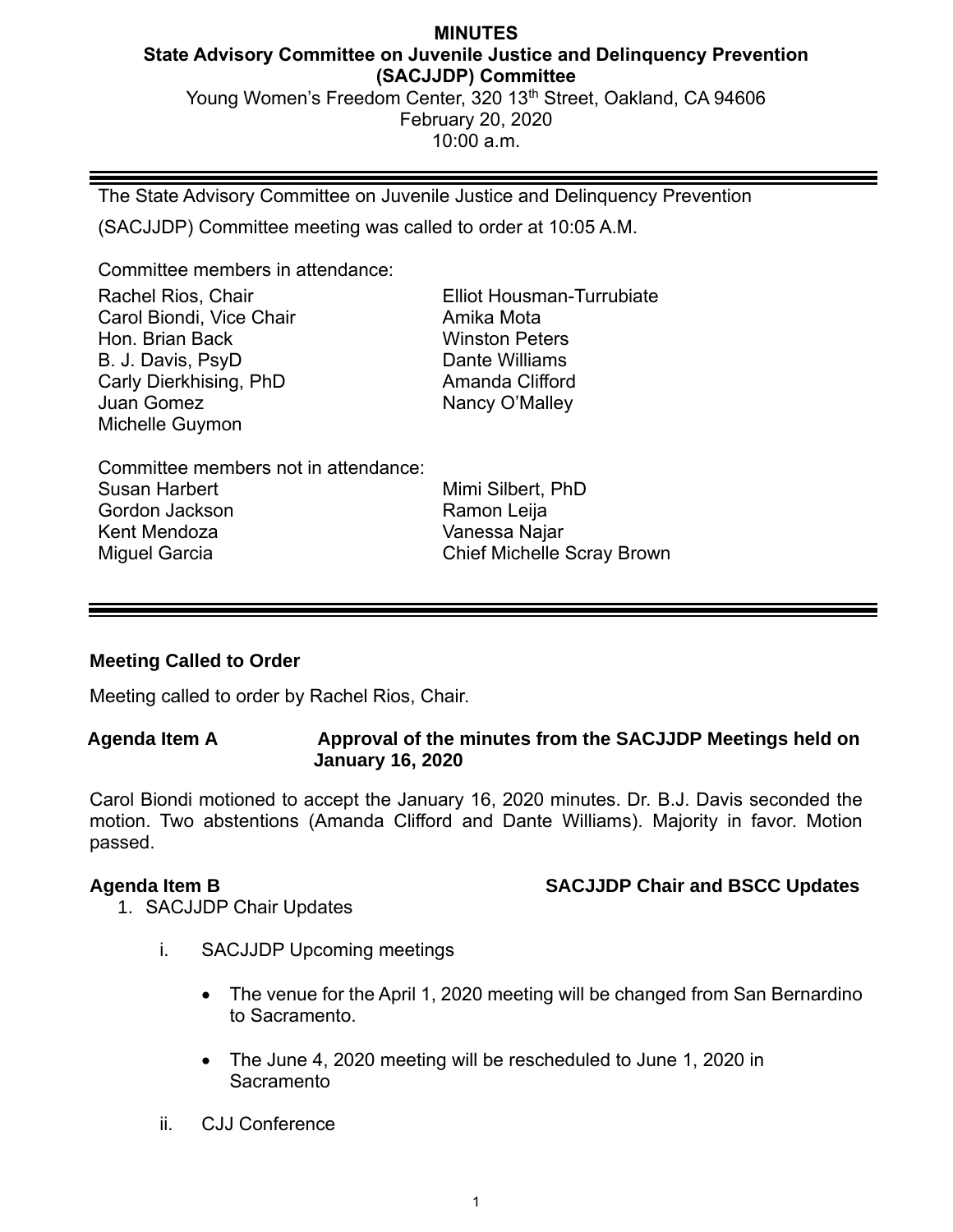# MINUTES

## State Advisory Committee on Juvenile Justice and Delinquency Prevention (SACJJDP) Committee

Young Women's Freedom Center, 320 13th Street, Oakland, CA 94606
February 20, 2020
10:00 a.m.

---

The State Advisory Committee on Juvenile Justice and Delinquency Prevention (SACJJDP) Committee meeting was called to order at 10:05 A.M.

Committee members in attendance:

| | |
|---|---|
| Rachel Rios, Chair | Elliot Housman-Turrubiate |
| Carol Biondi, Vice Chair | Amika Mota |
| Hon. Brian Back | Winston Peters |
| B. J. Davis, PsyD | Dante Williams |
| Carly Dierkhising, PhD | Amanda Clifford |
| Juan Gomez | Nancy O'Malley |
| Michelle Guymon | |

Committee members not in attendance:

| | |
|---|---|
| Susan Harbert | Mimi Silbert, PhD |
| Gordon Jackson | Ramon Leija |
| Kent Mendoza | Vanessa Najar |
| Miguel Garcia | Chief Michelle Scray Brown |

---

### Meeting Called to Order

Meeting called to order by Rachel Rios, Chair.

### Agenda Item A — Approval of the minutes from the SACJJDP Meetings held on January 16, 2020

Carol Biondi motioned to accept the January 16, 2020 minutes. Dr. B.J. Davis seconded the motion. Two abstentions (Amanda Clifford and Dante Williams). Majority in favor. Motion passed.

### Agenda Item B — SACJJDP Chair and BSCC Updates

1. SACJJDP Chair Updates

   i. SACJJDP Upcoming meetings

   - The venue for the April 1, 2020 meeting will be changed from San Bernardino to Sacramento.
   - The June 4, 2020 meeting will be rescheduled to June 1, 2020 in Sacramento

   ii. CJJ Conference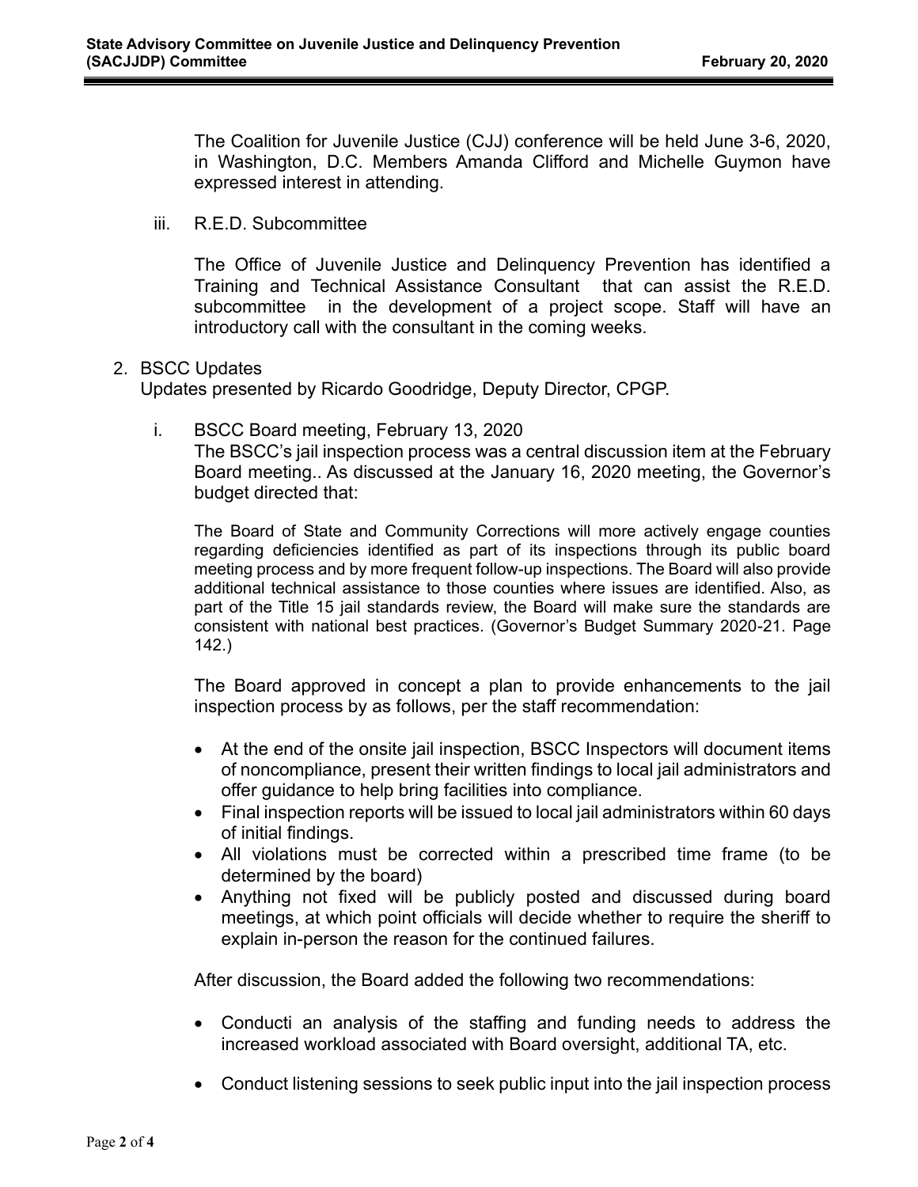The Coalition for Juvenile Justice (CJJ) conference will be held June 3-6, 2020, in Washington, D.C. Members Amanda Clifford and Michelle Guymon have expressed interest in attending.

iii. R.E.D. Subcommittee

The Office of Juvenile Justice and Delinquency Prevention has identified a Training and Technical Assistance Consultant that can assist the R.E.D. subcommittee in the development of a project scope. Staff will have an introductory call with the consultant in the coming weeks.

2. BSCC Updates
   Updates presented by Ricardo Goodridge, Deputy Director, CPGP.

   i. BSCC Board meeting, February 13, 2020
      The BSCC's jail inspection process was a central discussion item at the February Board meeting.. As discussed at the January 16, 2020 meeting, the Governor's budget directed that:

      The Board of State and Community Corrections will more actively engage counties regarding deficiencies identified as part of its inspections through its public board meeting process and by more frequent follow-up inspections. The Board will also provide additional technical assistance to those counties where issues are identified. Also, as part of the Title 15 jail standards review, the Board will make sure the standards are consistent with national best practices. (Governor's Budget Summary 2020-21. Page 142.)

      The Board approved in concept a plan to provide enhancements to the jail inspection process by as follows, per the staff recommendation:

      - At the end of the onsite jail inspection, BSCC Inspectors will document items of noncompliance, present their written findings to local jail administrators and offer guidance to help bring facilities into compliance.
      - Final inspection reports will be issued to local jail administrators within 60 days of initial findings.
      - All violations must be corrected within a prescribed time frame (to be determined by the board)
      - Anything not fixed will be publicly posted and discussed during board meetings, at which point officials will decide whether to require the sheriff to explain in-person the reason for the continued failures.

      After discussion, the Board added the following two recommendations:

      - Conducti an analysis of the staffing and funding needs to address the increased workload associated with Board oversight, additional TA, etc.

      - Conduct listening sessions to seek public input into the jail inspection process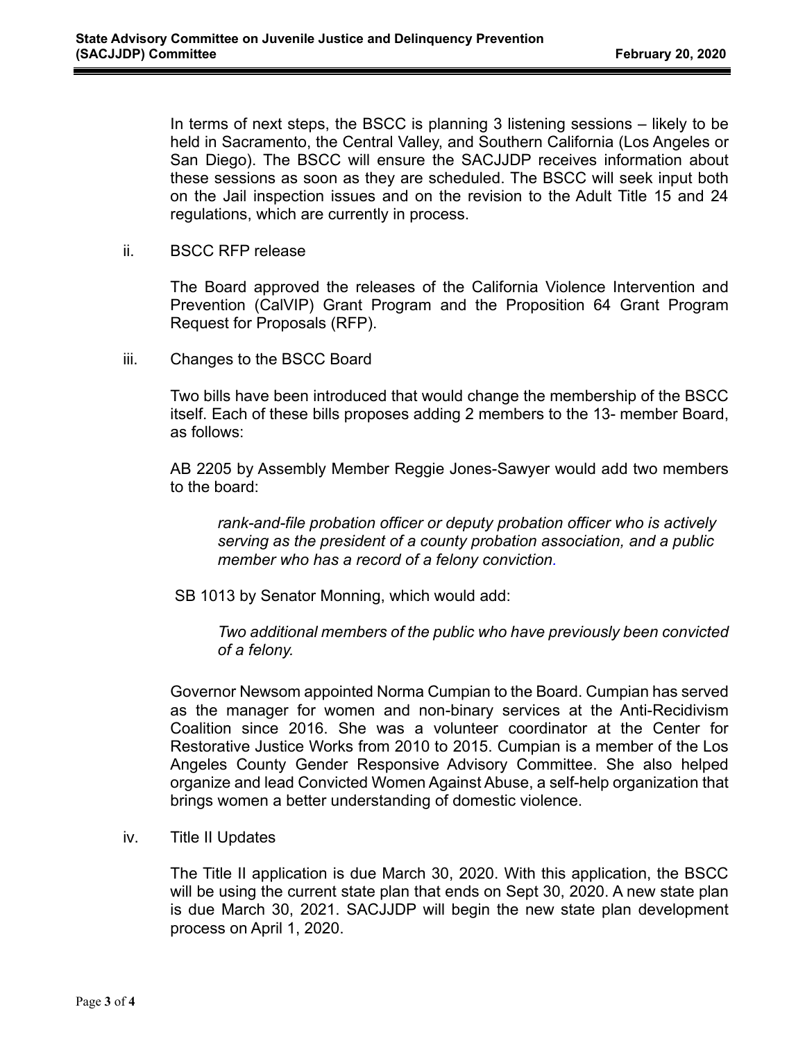In terms of next steps, the BSCC is planning 3 listening sessions – likely to be held in Sacramento, the Central Valley, and Southern California (Los Angeles or San Diego). The BSCC will ensure the SACJJDP receives information about these sessions as soon as they are scheduled. The BSCC will seek input both on the Jail inspection issues and on the revision to the Adult Title 15 and 24 regulations, which are currently in process.

ii. BSCC RFP release

The Board approved the releases of the California Violence Intervention and Prevention (CalVIP) Grant Program and the Proposition 64 Grant Program Request for Proposals (RFP).

iii. Changes to the BSCC Board

Two bills have been introduced that would change the membership of the BSCC itself. Each of these bills proposes adding 2 members to the 13- member Board, as follows:

AB 2205 by Assembly Member Reggie Jones-Sawyer would add two members to the board:

> *rank-and-file probation officer or deputy probation officer who is actively serving as the president of a county probation association, and a public member who has a record of a felony conviction.*

SB 1013 by Senator Monning, which would add:

> *Two additional members of the public who have previously been convicted of a felony.*

Governor Newsom appointed Norma Cumpian to the Board. Cumpian has served as the manager for women and non-binary services at the Anti-Recidivism Coalition since 2016. She was a volunteer coordinator at the Center for Restorative Justice Works from 2010 to 2015. Cumpian is a member of the Los Angeles County Gender Responsive Advisory Committee. She also helped organize and lead Convicted Women Against Abuse, a self-help organization that brings women a better understanding of domestic violence.

iv. Title II Updates

The Title II application is due March 30, 2020. With this application, the BSCC will be using the current state plan that ends on Sept 30, 2020. A new state plan is due March 30, 2021. SACJJDP will begin the new state plan development process on April 1, 2020.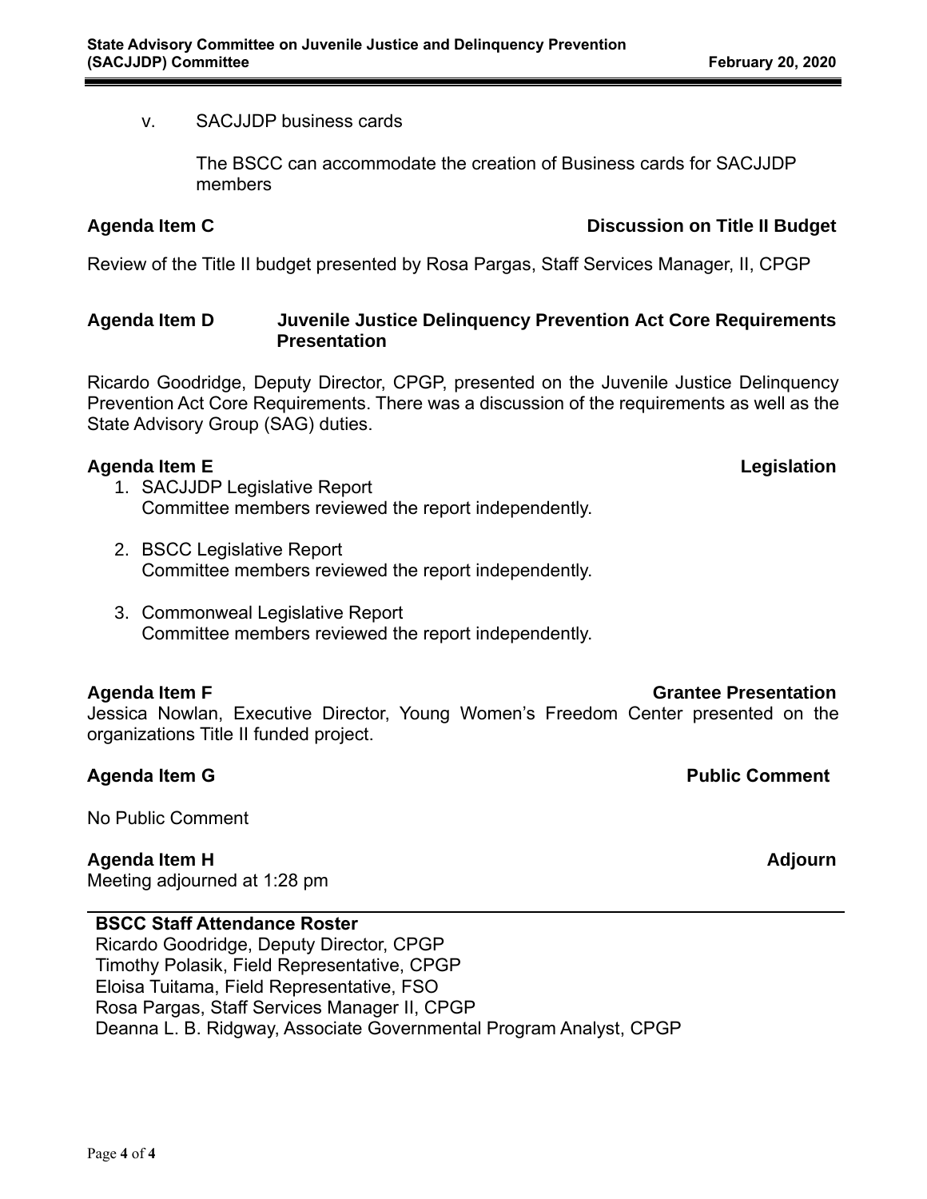v. SACJJDP business cards

The BSCC can accommodate the creation of Business cards for SACJJDP members

**Agenda Item C** **Discussion on Title II Budget**

Review of the Title II budget presented by Rosa Pargas, Staff Services Manager, II, CPGP

**Agenda Item D** **Juvenile Justice Delinquency Prevention Act Core Requirements Presentation**

Ricardo Goodridge, Deputy Director, CPGP, presented on the Juvenile Justice Delinquency Prevention Act Core Requirements. There was a discussion of the requirements as well as the State Advisory Group (SAG) duties.

**Agenda Item E** **Legislation**

1. SACJJDP Legislative Report
   Committee members reviewed the report independently.

2. BSCC Legislative Report
   Committee members reviewed the report independently.

3. Commonweal Legislative Report
   Committee members reviewed the report independently.

**Agenda Item F** **Grantee Presentation**

Jessica Nowlan, Executive Director, Young Women's Freedom Center presented on the organizations Title II funded project.

**Agenda Item G** **Public Comment**

No Public Comment

**Agenda Item H** **Adjourn**

Meeting adjourned at 1:28 pm

**BSCC Staff Attendance Roster**

Ricardo Goodridge, Deputy Director, CPGP
Timothy Polasik, Field Representative, CPGP
Eloisa Tuitama, Field Representative, FSO
Rosa Pargas, Staff Services Manager II, CPGP
Deanna L. B. Ridgway, Associate Governmental Program Analyst, CPGP